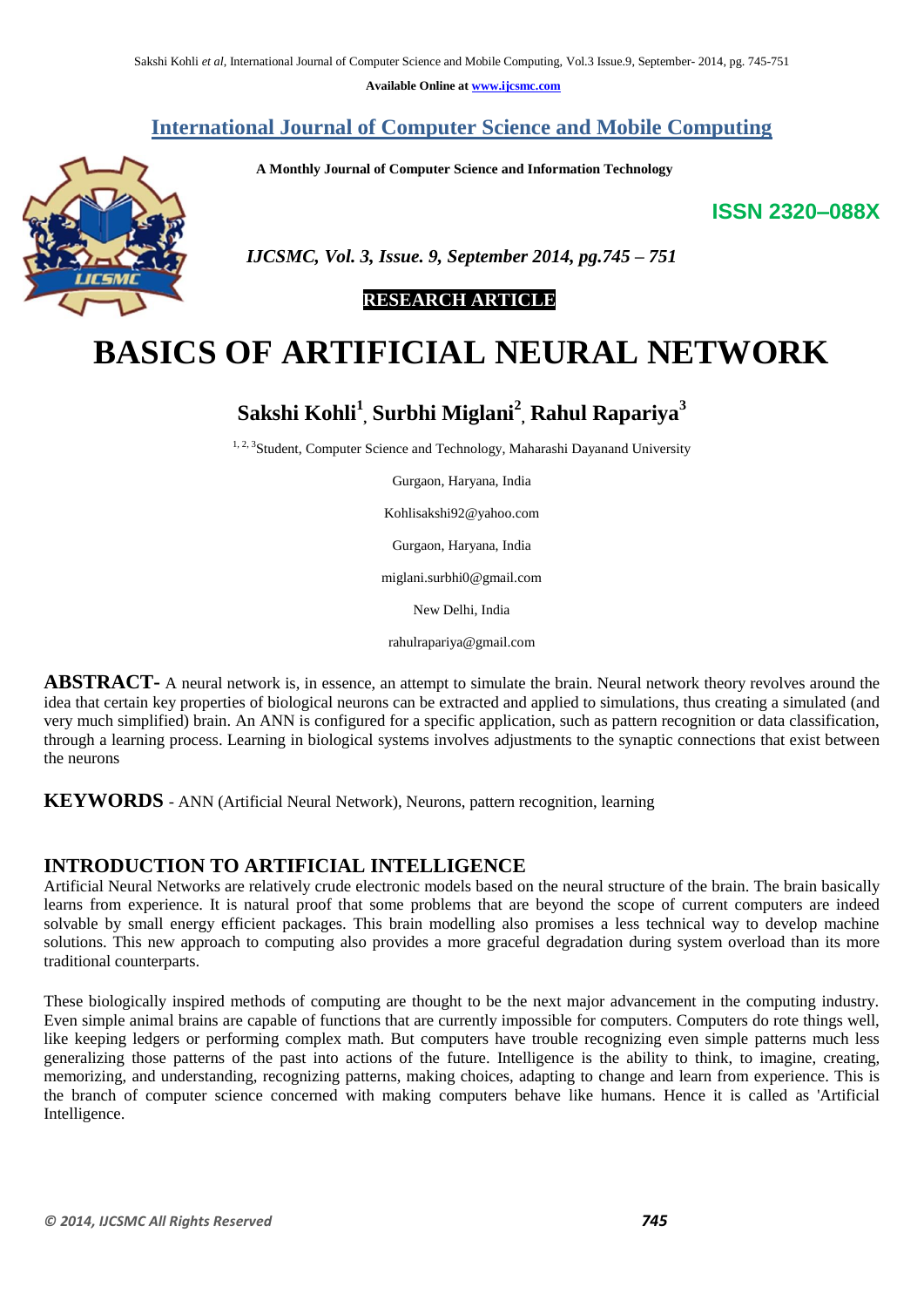**International Journal of Computer Science and Mobile Computing**

**A Monthly Journal of Computer Science and Information Technology**

**ISSN 2320–088X**

***IJCSMC, Vol. 3, Issue. 9, September 2014, pg.745 – 751***

**RESEARCH ARTICLE**

# BASICS OF ARTIFICIAL NEURAL NETWORK

**Sakshi Kohli[1], Surbhi Miglani[2], Rahul Rapariya[3]**

[1, 2, 3]Student, Computer Science and Technology, Maharashi Dayanand University

Gurgaon, Haryana, India

Kohlisakshi92@yahoo.com

Gurgaon, Haryana, India

miglani.surbhi0@gmail.com

New Delhi, India

rahulrapariya@gmail.com

**ABSTRACT-** A neural network is, in essence, an attempt to simulate the brain. Neural network theory revolves around the idea that certain key properties of biological neurons can be extracted and applied to simulations, thus creating a simulated (and very much simplified) brain. An ANN is configured for a specific application, such as pattern recognition or data classification, through a learning process. Learning in biological systems involves adjustments to the synaptic connections that exist between the neurons

**KEYWORDS** - ANN (Artificial Neural Network), Neurons, pattern recognition, learning

## INTRODUCTION TO ARTIFICIAL INTELLIGENCE

Artificial Neural Networks are relatively crude electronic models based on the neural structure of the brain. The brain basically learns from experience. It is natural proof that some problems that are beyond the scope of current computers are indeed solvable by small energy efficient packages. This brain modelling also promises a less technical way to develop machine solutions. This new approach to computing also provides a more graceful degradation during system overload than its more traditional counterparts.

These biologically inspired methods of computing are thought to be the next major advancement in the computing industry. Even simple animal brains are capable of functions that are currently impossible for computers. Computers do rote things well, like keeping ledgers or performing complex math. But computers have trouble recognizing even simple patterns much less generalizing those patterns of the past into actions of the future. Intelligence is the ability to think, to imagine, creating, memorizing, and understanding, recognizing patterns, making choices, adapting to change and learn from experience. This is the branch of computer science concerned with making computers behave like humans. Hence it is called as 'Artificial Intelligence.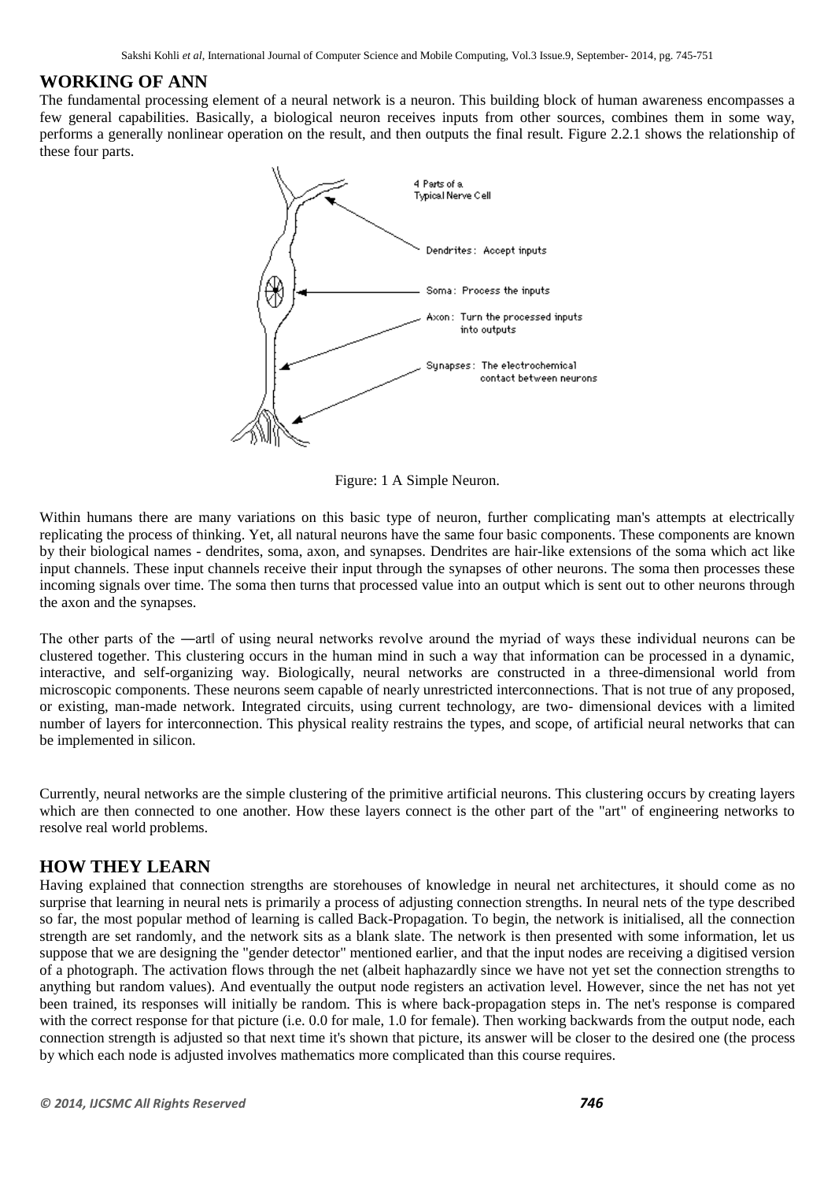## WORKING OF ANN

The fundamental processing element of a neural network is a neuron. This building block of human awareness encompasses a few general capabilities. Basically, a biological neuron receives inputs from other sources, combines them in some way, performs a generally nonlinear operation on the result, and then outputs the final result. Figure 2.2.1 shows the relationship of these four parts.

4 Parts of a Typical Nerve Cell

Dendrites: Accept inputs

Soma: Process the inputs

Axon: Turn the processed inputs into outputs

Synapses: The electrochemical contact between neurons

Figure: 1 A Simple Neuron.

Within humans there are many variations on this basic type of neuron, further complicating man's attempts at electrically replicating the process of thinking. Yet, all natural neurons have the same four basic components. These components are known by their biological names - dendrites, soma, axon, and synapses. Dendrites are hair-like extensions of the soma which act like input channels. These input channels receive their input through the synapses of other neurons. The soma then processes these incoming signals over time. The soma then turns that processed value into an output which is sent out to other neurons through the axon and the synapses.

The other parts of the ―art‖ of using neural networks revolve around the myriad of ways these individual neurons can be clustered together. This clustering occurs in the human mind in such a way that information can be processed in a dynamic, interactive, and self-organizing way. Biologically, neural networks are constructed in a three-dimensional world from microscopic components. These neurons seem capable of nearly unrestricted interconnections. That is not true of any proposed, or existing, man-made network. Integrated circuits, using current technology, are two- dimensional devices with a limited number of layers for interconnection. This physical reality restrains the types, and scope, of artificial neural networks that can be implemented in silicon.

Currently, neural networks are the simple clustering of the primitive artificial neurons. This clustering occurs by creating layers which are then connected to one another. How these layers connect is the other part of the "art" of engineering networks to resolve real world problems.

## HOW THEY LEARN

Having explained that connection strengths are storehouses of knowledge in neural net architectures, it should come as no surprise that learning in neural nets is primarily a process of adjusting connection strengths. In neural nets of the type described so far, the most popular method of learning is called Back-Propagation. To begin, the network is initialised, all the connection strength are set randomly, and the network sits as a blank slate. The network is then presented with some information, let us suppose that we are designing the "gender detector" mentioned earlier, and that the input nodes are receiving a digitised version of a photograph. The activation flows through the net (albeit haphazardly since we have not yet set the connection strengths to anything but random values). And eventually the output node registers an activation level. However, since the net has not yet been trained, its responses will initially be random. This is where back-propagation steps in. The net's response is compared with the correct response for that picture (i.e. 0.0 for male, 1.0 for female). Then working backwards from the output node, each connection strength is adjusted so that next time it's shown that picture, its answer will be closer to the desired one (the process by which each node is adjusted involves mathematics more complicated than this course requires.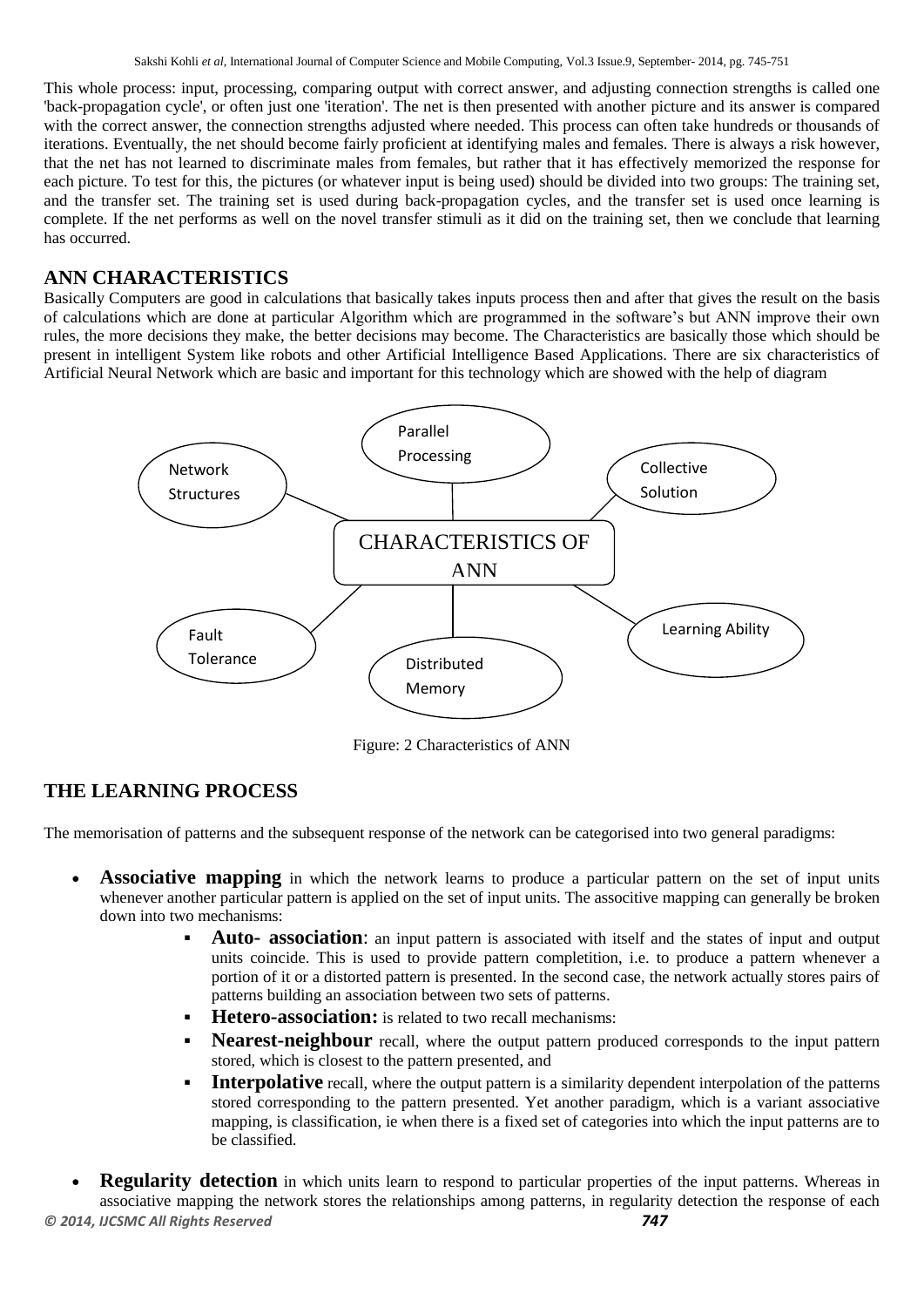This whole process: input, processing, comparing output with correct answer, and adjusting connection strengths is called one 'back-propagation cycle', or often just one 'iteration'. The net is then presented with another picture and its answer is compared with the correct answer, the connection strengths adjusted where needed. This process can often take hundreds or thousands of iterations. Eventually, the net should become fairly proficient at identifying males and females. There is always a risk however, that the net has not learned to discriminate males from females, but rather that it has effectively memorized the response for each picture. To test for this, the pictures (or whatever input is being used) should be divided into two groups: The training set, and the transfer set. The training set is used during back-propagation cycles, and the transfer set is used once learning is complete. If the net performs as well on the novel transfer stimuli as it did on the training set, then we conclude that learning has occurred.

## ANN CHARACTERISTICS

Basically Computers are good in calculations that basically takes inputs process then and after that gives the result on the basis of calculations which are done at particular Algorithm which are programmed in the software's but ANN improve their own rules, the more decisions they make, the better decisions may become. The Characteristics are basically those which should be present in intelligent System like robots and other Artificial Intelligence Based Applications. There are six characteristics of Artificial Neural Network which are basic and important for this technology which are showed with the help of diagram

CHARACTERISTICS OF ANN: Network Structures, Parallel Processing, Collective Solution, Learning Ability, Distributed Memory, Fault Tolerance

Figure: 2 Characteristics of ANN

## THE LEARNING PROCESS

The memorisation of patterns and the subsequent response of the network can be categorised into two general paradigms:

- **Associative mapping** in which the network learns to produce a particular pattern on the set of input units whenever another particular pattern is applied on the set of input units. The associtive mapping can generally be broken down into two mechanisms:
  - **Auto- association**: an input pattern is associated with itself and the states of input and output units coincide. This is used to provide pattern completition, i.e. to produce a pattern whenever a portion of it or a distorted pattern is presented. In the second case, the network actually stores pairs of patterns building an association between two sets of patterns.
  - **Hetero-association:** is related to two recall mechanisms:
  - **Nearest-neighbour** recall, where the output pattern produced corresponds to the input pattern stored, which is closest to the pattern presented, and
  - **Interpolative** recall, where the output pattern is a similarity dependent interpolation of the patterns stored corresponding to the pattern presented. Yet another paradigm, which is a variant associative mapping, is classification, ie when there is a fixed set of categories into which the input patterns are to be classified.
- **Regularity detection** in which units learn to respond to particular properties of the input patterns. Whereas in associative mapping the network stores the relationships among patterns, in regularity detection the response of each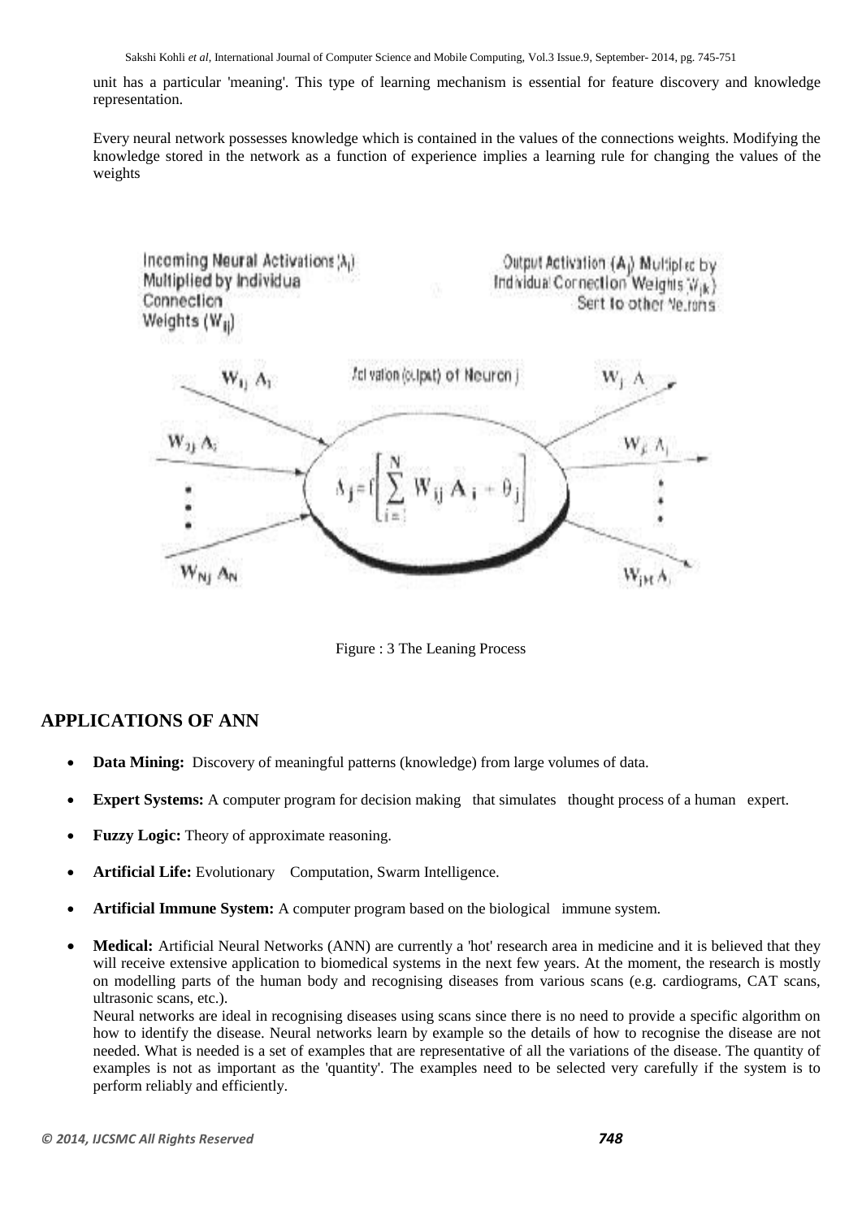unit has a particular 'meaning'. This type of learning mechanism is essential for feature discovery and knowledge representation.

Every neural network possesses knowledge which is contained in the values of the connections weights. Modifying the knowledge stored in the network as a function of experience implies a learning rule for changing the values of the weights

Figure : 3 The Leaning Process

## APPLICATIONS OF ANN

- **Data Mining:** Discovery of meaningful patterns (knowledge) from large volumes of data.
- **Expert Systems:** A computer program for decision making that simulates thought process of a human expert.
- **Fuzzy Logic:** Theory of approximate reasoning.
- **Artificial Life:** Evolutionary Computation, Swarm Intelligence.
- **Artificial Immune System:** A computer program based on the biological immune system.
- **Medical:** Artificial Neural Networks (ANN) are currently a 'hot' research area in medicine and it is believed that they will receive extensive application to biomedical systems in the next few years. At the moment, the research is mostly on modelling parts of the human body and recognising diseases from various scans (e.g. cardiograms, CAT scans, ultrasonic scans, etc.).

  Neural networks are ideal in recognising diseases using scans since there is no need to provide a specific algorithm on how to identify the disease. Neural networks learn by example so the details of how to recognise the disease are not needed. What is needed is a set of examples that are representative of all the variations of the disease. The quantity of examples is not as important as the 'quantity'. The examples need to be selected very carefully if the system is to perform reliably and efficiently.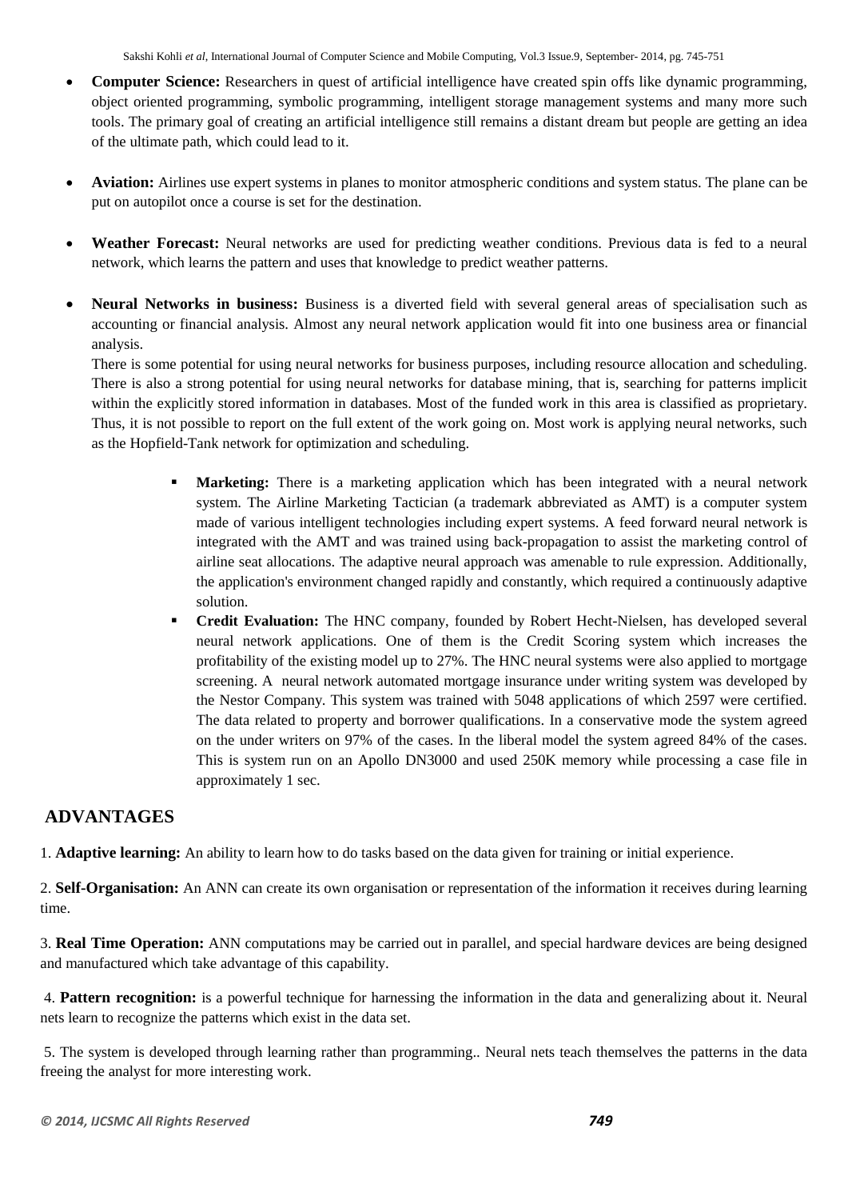- **Computer Science:** Researchers in quest of artificial intelligence have created spin offs like dynamic programming, object oriented programming, symbolic programming, intelligent storage management systems and many more such tools. The primary goal of creating an artificial intelligence still remains a distant dream but people are getting an idea of the ultimate path, which could lead to it.

- **Aviation:** Airlines use expert systems in planes to monitor atmospheric conditions and system status. The plane can be put on autopilot once a course is set for the destination.

- **Weather Forecast:** Neural networks are used for predicting weather conditions. Previous data is fed to a neural network, which learns the pattern and uses that knowledge to predict weather patterns.

- **Neural Networks in business:** Business is a diverted field with several general areas of specialisation such as accounting or financial analysis. Almost any neural network application would fit into one business area or financial analysis.

  There is some potential for using neural networks for business purposes, including resource allocation and scheduling. There is also a strong potential for using neural networks for database mining, that is, searching for patterns implicit within the explicitly stored information in databases. Most of the funded work in this area is classified as proprietary. Thus, it is not possible to report on the full extent of the work going on. Most work is applying neural networks, such as the Hopfield-Tank network for optimization and scheduling.

  - **Marketing:** There is a marketing application which has been integrated with a neural network system. The Airline Marketing Tactician (a trademark abbreviated as AMT) is a computer system made of various intelligent technologies including expert systems. A feed forward neural network is integrated with the AMT and was trained using back-propagation to assist the marketing control of airline seat allocations. The adaptive neural approach was amenable to rule expression. Additionally, the application's environment changed rapidly and constantly, which required a continuously adaptive solution.
  - **Credit Evaluation:** The HNC company, founded by Robert Hecht-Nielsen, has developed several neural network applications. One of them is the Credit Scoring system which increases the profitability of the existing model up to 27%. The HNC neural systems were also applied to mortgage screening. A neural network automated mortgage insurance under writing system was developed by the Nestor Company. This system was trained with 5048 applications of which 2597 were certified. The data related to property and borrower qualifications. In a conservative mode the system agreed on the under writers on 97% of the cases. In the liberal model the system agreed 84% of the cases. This is system run on an Apollo DN3000 and used 250K memory while processing a case file in approximately 1 sec.

## ADVANTAGES

1. **Adaptive learning:** An ability to learn how to do tasks based on the data given for training or initial experience.

2. **Self-Organisation:** An ANN can create its own organisation or representation of the information it receives during learning time.

3. **Real Time Operation:** ANN computations may be carried out in parallel, and special hardware devices are being designed and manufactured which take advantage of this capability.

4. **Pattern recognition:** is a powerful technique for harnessing the information in the data and generalizing about it. Neural nets learn to recognize the patterns which exist in the data set.

5. The system is developed through learning rather than programming.. Neural nets teach themselves the patterns in the data freeing the analyst for more interesting work.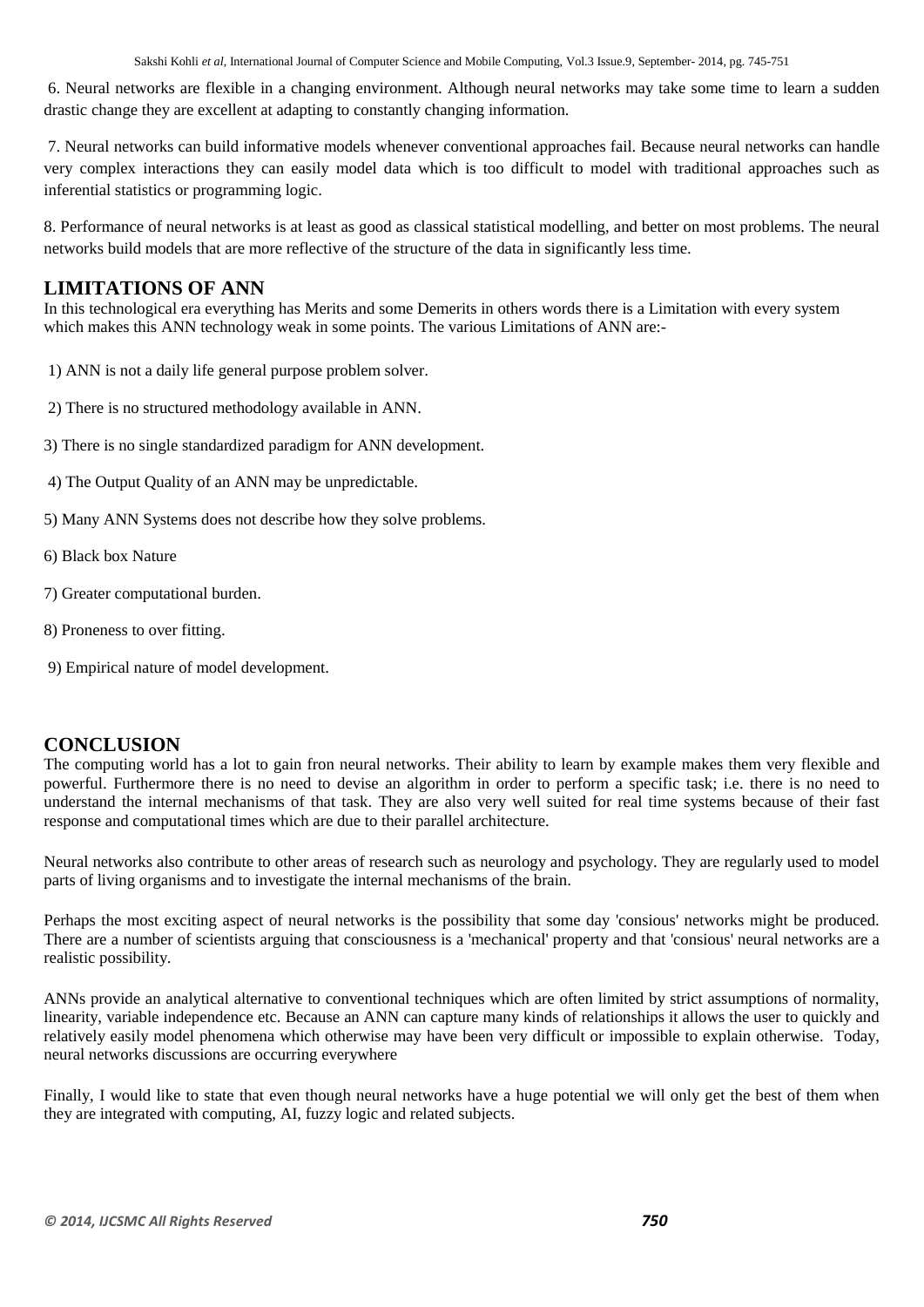6. Neural networks are flexible in a changing environment. Although neural networks may take some time to learn a sudden drastic change they are excellent at adapting to constantly changing information.

7. Neural networks can build informative models whenever conventional approaches fail. Because neural networks can handle very complex interactions they can easily model data which is too difficult to model with traditional approaches such as inferential statistics or programming logic.

8. Performance of neural networks is at least as good as classical statistical modelling, and better on most problems. The neural networks build models that are more reflective of the structure of the data in significantly less time.

## LIMITATIONS OF ANN

In this technological era everything has Merits and some Demerits in others words there is a Limitation with every system which makes this ANN technology weak in some points. The various Limitations of ANN are:-

1) ANN is not a daily life general purpose problem solver.

2) There is no structured methodology available in ANN.

3) There is no single standardized paradigm for ANN development.

4) The Output Quality of an ANN may be unpredictable.

5) Many ANN Systems does not describe how they solve problems.

6) Black box Nature

7) Greater computational burden.

8) Proneness to over fitting.

9) Empirical nature of model development.

## CONCLUSION

The computing world has a lot to gain fron neural networks. Their ability to learn by example makes them very flexible and powerful. Furthermore there is no need to devise an algorithm in order to perform a specific task; i.e. there is no need to understand the internal mechanisms of that task. They are also very well suited for real time systems because of their fast response and computational times which are due to their parallel architecture.

Neural networks also contribute to other areas of research such as neurology and psychology. They are regularly used to model parts of living organisms and to investigate the internal mechanisms of the brain.

Perhaps the most exciting aspect of neural networks is the possibility that some day 'consious' networks might be produced. There are a number of scientists arguing that consciousness is a 'mechanical' property and that 'consious' neural networks are a realistic possibility.

ANNs provide an analytical alternative to conventional techniques which are often limited by strict assumptions of normality, linearity, variable independence etc. Because an ANN can capture many kinds of relationships it allows the user to quickly and relatively easily model phenomena which otherwise may have been very difficult or impossible to explain otherwise. Today, neural networks discussions are occurring everywhere

Finally, I would like to state that even though neural networks have a huge potential we will only get the best of them when they are integrated with computing, AI, fuzzy logic and related subjects.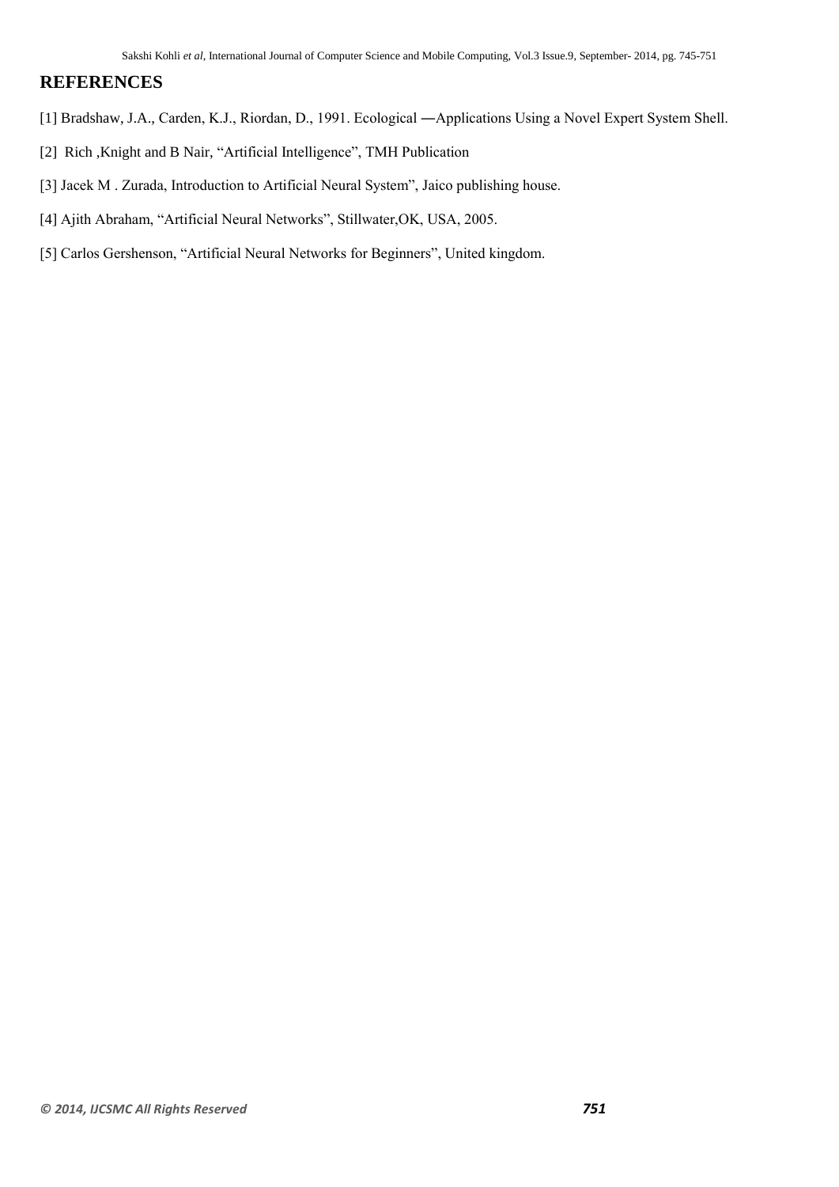## REFERENCES

[1] Bradshaw, J.A., Carden, K.J., Riordan, D., 1991. Ecological ―Applications Using a Novel Expert System Shell.

[2] Rich ,Knight and B Nair, "Artificial Intelligence", TMH Publication

[3] Jacek M . Zurada, Introduction to Artificial Neural System", Jaico publishing house.

[4] Ajith Abraham, "Artificial Neural Networks", Stillwater,OK, USA, 2005.

[5] Carlos Gershenson, "Artificial Neural Networks for Beginners", United kingdom.